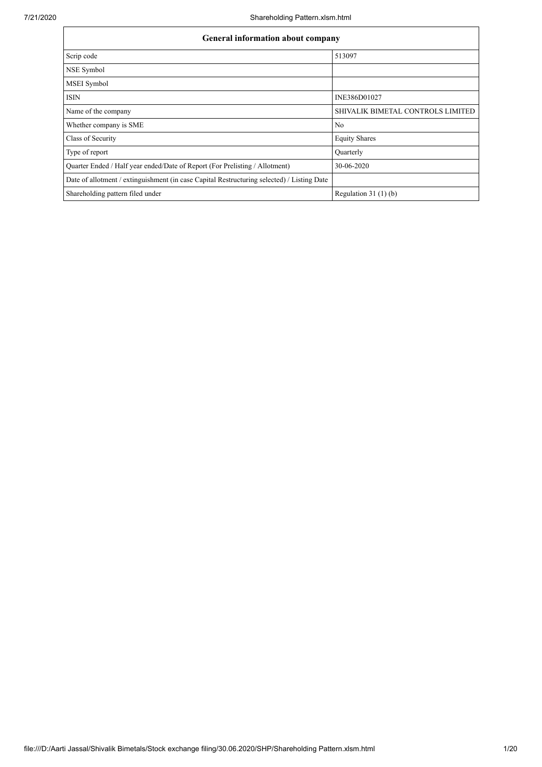| General information about company | |
|---|---|
| Scrip code | 513097 |
| NSE Symbol | |
| MSEI Symbol | |
| ISIN | INE386D01027 |
| Name of the company | SHIVALIK BIMETAL CONTROLS LIMITED |
| Whether company is SME | No |
| Class of Security | Equity Shares |
| Type of report | Quarterly |
| Quarter Ended / Half year ended/Date of Report (For Prelisting / Allotment) | 30-06-2020 |
| Date of allotment / extinguishment (in case Capital Restructuring selected) / Listing Date | |
| Shareholding pattern filed under | Regulation 31 (1) (b) |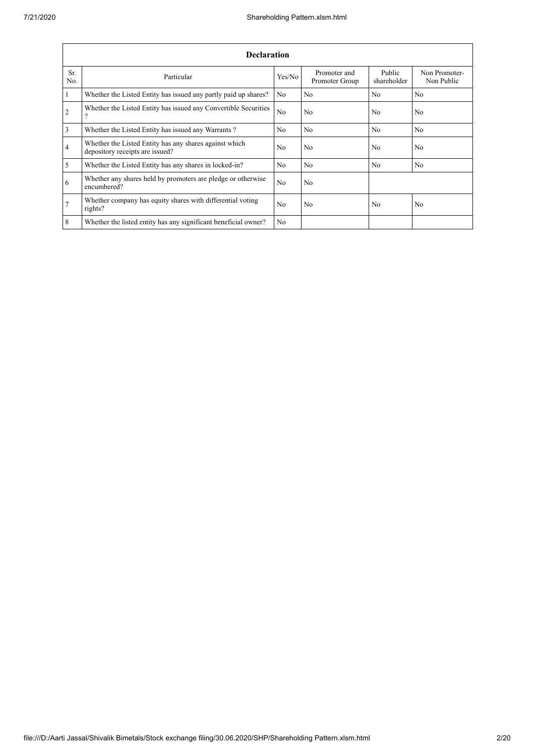| Declaration | | | | | |
|---|---|---|---|---|---|
| Sr. No. | Particular | Yes/No | Promoter and Promoter Group | Public shareholder | Non Promoter- Non Public |
| 1 | Whether the Listed Entity has issued any partly paid up shares? | No | No | No | No |
| 2 | Whether the Listed Entity has issued any Convertible Securities ? | No | No | No | No |
| 3 | Whether the Listed Entity has issued any Warrants ? | No | No | No | No |
| 4 | Whether the Listed Entity has any shares against which depository receipts are issued? | No | No | No | No |
| 5 | Whether the Listed Entity has any shares in locked-in? | No | No | No | No |
| 6 | Whether any shares held by promoters are pledge or otherwise encumbered? | No | No | | |
| 7 | Whether company has equity shares with differential voting rights? | No | No | No | No |
| 8 | Whether the listed entity has any significant beneficial owner? | No | | | |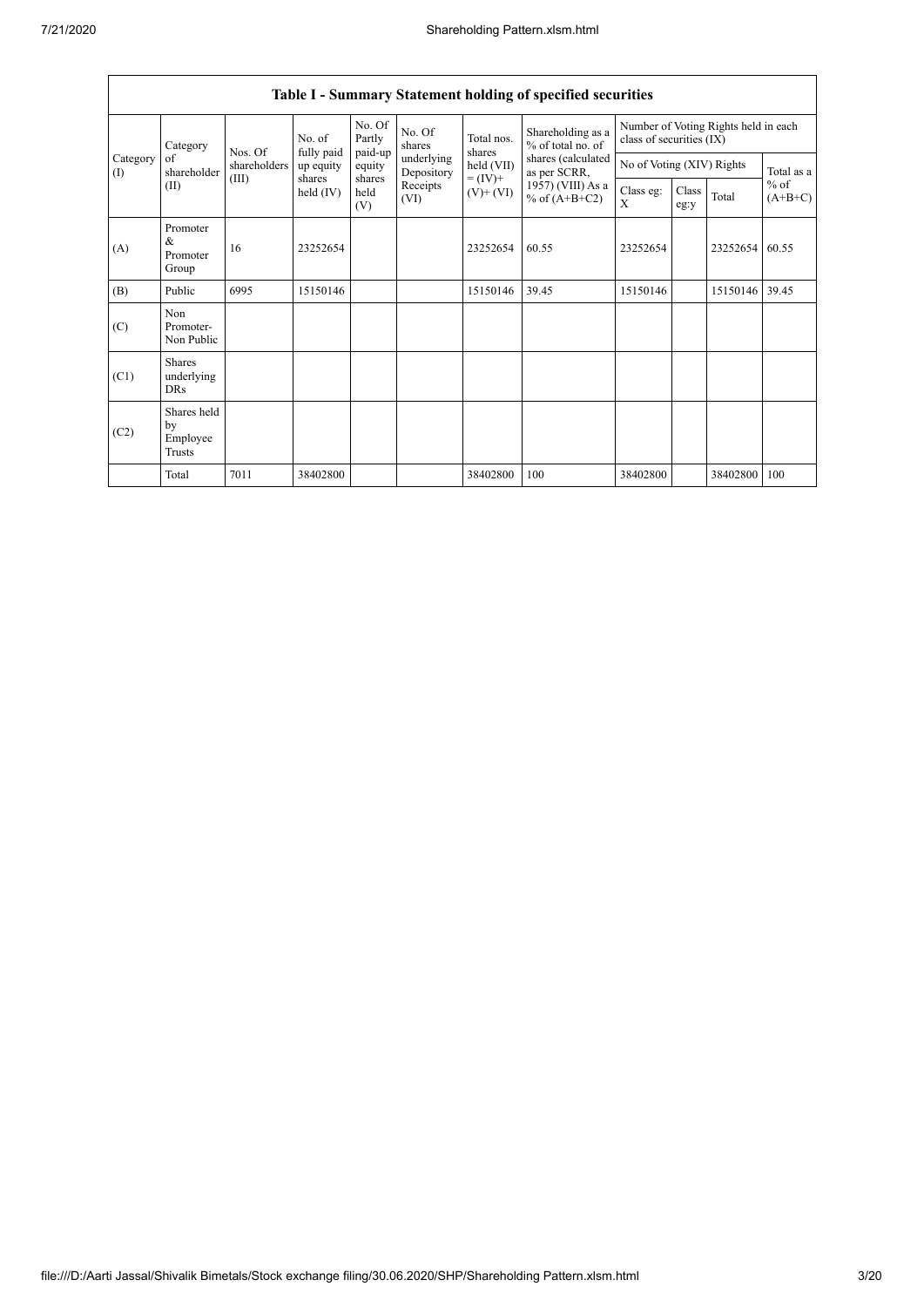| Table I - Summary Statement holding of specified securities | | | | | | | | | | | | |
|---|---|---|---|---|---|---|---|---|---|---|---|---|
| Category (I) | Category of shareholder (II) | Nos. Of shareholders (III) | No. of fully paid up equity shares held (IV) | No. Of Partly paid-up equity shares held (V) | No. Of shares underlying Depository Receipts (VI) | Total nos. shares held (VII) = (IV)+ (V)+ (VI) | Shareholding as a % of total no. of shares (calculated as per SCRR, 1957) (VIII) As a % of (A+B+C2) | Number of Voting Rights held in each class of securities (IX) | | | |
| | | | | | | | | No of Voting (XIV) Rights | | | Total as a % of (A+B+C) |
| | | | | | | | | Class eg: X | Class eg:y | Total | |
| (A) | Promoter & Promoter Group | 16 | 23252654 | | | 23252654 | 60.55 | 23252654 | | 23252654 | 60.55 |
| (B) | Public | 6995 | 15150146 | | | 15150146 | 39.45 | 15150146 | | 15150146 | 39.45 |
| (C) | Non Promoter- Non Public | | | | | | | | | | |
| (C1) | Shares underlying DRs | | | | | | | | | | |
| (C2) | Shares held by Employee Trusts | | | | | | | | | | |
| | Total | 7011 | 38402800 | | | 38402800 | 100 | 38402800 | | 38402800 | 100 |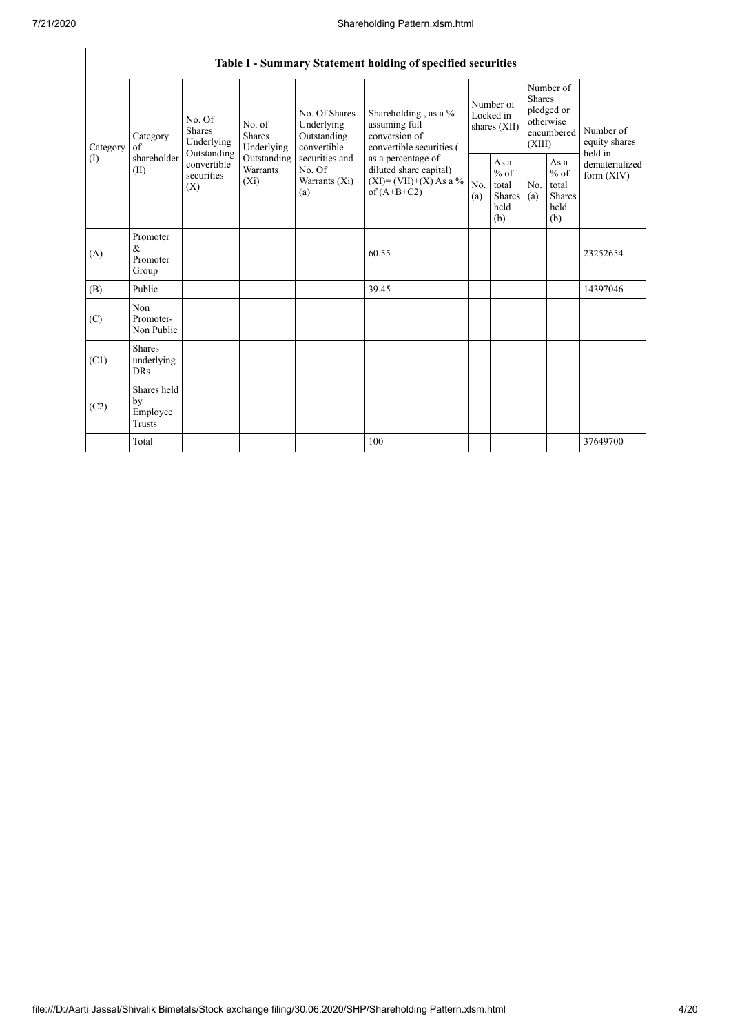| Table I - Summary Statement holding of specified securities | | | | | | | | | | |
|---|---|---|---|---|---|---|---|---|---|---|
| Category (I) | Category of shareholder (II) | No. Of Shares Underlying Outstanding convertible securities (X) | No. of Shares Underlying Outstanding Warrants (Xi) | No. Of Shares Underlying Outstanding convertible securities and No. Of Warrants (Xi) (a) | Shareholding , as a % assuming full conversion of convertible securities ( as a percentage of diluted share capital) (XI)= (VII)+(X) As a % of (A+B+C2) | Number of Locked in shares (XII) | | Number of Shares pledged or otherwise encumbered (XIII) | | Number of equity shares held in dematerialized form (XIV) |
| | | | | | | No. (a) | As a % of total Shares held (b) | No. (a) | As a % of total Shares held (b) | |
| (A) | Promoter & Promoter Group | | | | 60.55 | | | | | 23252654 |
| (B) | Public | | | | 39.45 | | | | | 14397046 |
| (C) | Non Promoter- Non Public | | | | | | | | | |
| (C1) | Shares underlying DRs | | | | | | | | | |
| (C2) | Shares held by Employee Trusts | | | | | | | | | |
| | Total | | | | 100 | | | | | 37649700 |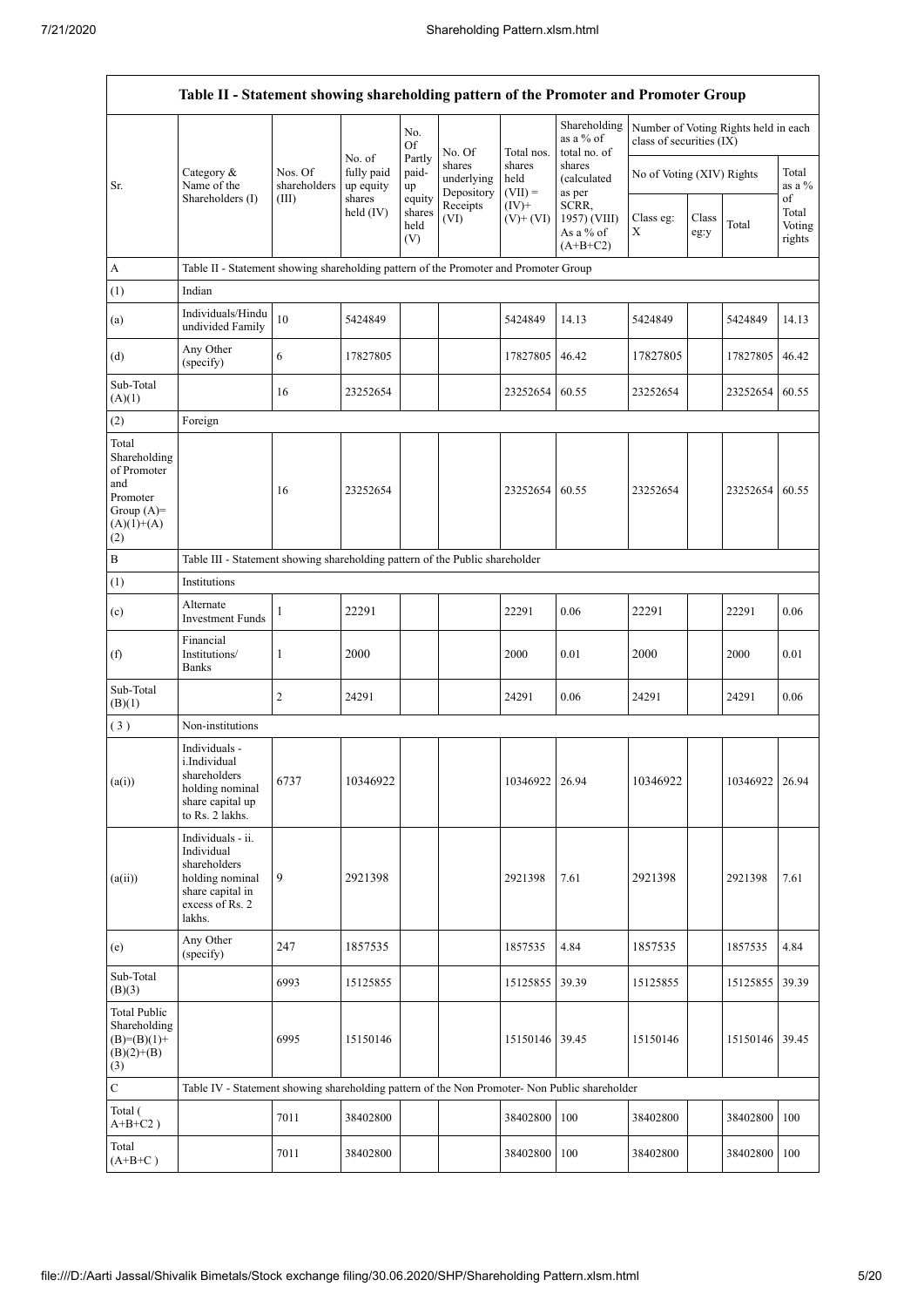| Table II - Statement showing shareholding pattern of the Promoter and Promoter Group | | | | | | | | | | | |
|---|---|---|---|---|---|---|---|---|---|---|---|
| Sr. | Category & Name of the Shareholders (I) | Nos. Of shareholders (III) | No. of fully paid up equity shares held (IV) | No. Of Partly paid-up equity shares held (V) | No. Of shares underlying Depository Receipts (VI) | Total nos. shares held (VII) = (IV)+ (V)+ (VI) | Shareholding as a % of total no. of shares (calculated as per SCRR, 1957) (VIII) As a % of (A+B+C2) | Number of Voting Rights held in each class of securities (IX) | | | |
| | | | | | | | | No of Voting (XIV) Rights | | | Total as a % of Total Voting rights |
| | | | | | | | | Class eg: X | Class eg:y | Total | |
| A | Table II - Statement showing shareholding pattern of the Promoter and Promoter Group | | | | | | | | | | |
| (1) | Indian | | | | | | | | | | |
| (a) | Individuals/Hindu undivided Family | 10 | 5424849 | | | 5424849 | 14.13 | 5424849 | | 5424849 | 14.13 |
| (d) | Any Other (specify) | 6 | 17827805 | | | 17827805 | 46.42 | 17827805 | | 17827805 | 46.42 |
| Sub-Total (A)(1) | | 16 | 23252654 | | | 23252654 | 60.55 | 23252654 | | 23252654 | 60.55 |
| (2) | Foreign | | | | | | | | | | |
| Total Shareholding of Promoter and Promoter Group (A)=(A)(1)+(A)(2) | | 16 | 23252654 | | | 23252654 | 60.55 | 23252654 | | 23252654 | 60.55 |
| B | Table III - Statement showing shareholding pattern of the Public shareholder | | | | | | | | | | |
| (1) | Institutions | | | | | | | | | | |
| (c) | Alternate Investment Funds | 1 | 22291 | | | 22291 | 0.06 | 22291 | | 22291 | 0.06 |
| (f) | Financial Institutions/ Banks | 1 | 2000 | | | 2000 | 0.01 | 2000 | | 2000 | 0.01 |
| Sub-Total (B)(1) | | 2 | 24291 | | | 24291 | 0.06 | 24291 | | 24291 | 0.06 |
| (3) | Non-institutions | | | | | | | | | | |
| (a(i)) | Individuals - i.Individual shareholders holding nominal share capital up to Rs. 2 lakhs. | 6737 | 10346922 | | | 10346922 | 26.94 | 10346922 | | 10346922 | 26.94 |
| (a(ii)) | Individuals - ii. Individual shareholders holding nominal share capital in excess of Rs. 2 lakhs. | 9 | 2921398 | | | 2921398 | 7.61 | 2921398 | | 2921398 | 7.61 |
| (e) | Any Other (specify) | 247 | 1857535 | | | 1857535 | 4.84 | 1857535 | | 1857535 | 4.84 |
| Sub-Total (B)(3) | | 6993 | 15125855 | | | 15125855 | 39.39 | 15125855 | | 15125855 | 39.39 |
| Total Public Shareholding (B)=(B)(1)+(B)(2)+(B)(3) | | 6995 | 15150146 | | | 15150146 | 39.45 | 15150146 | | 15150146 | 39.45 |
| C | Table IV - Statement showing shareholding pattern of the Non Promoter- Non Public shareholder | | | | | | | | | | |
| Total ( A+B+C2 ) | | 7011 | 38402800 | | | 38402800 | 100 | 38402800 | | 38402800 | 100 |
| Total (A+B+C ) | | 7011 | 38402800 | | | 38402800 | 100 | 38402800 | | 38402800 | 100 |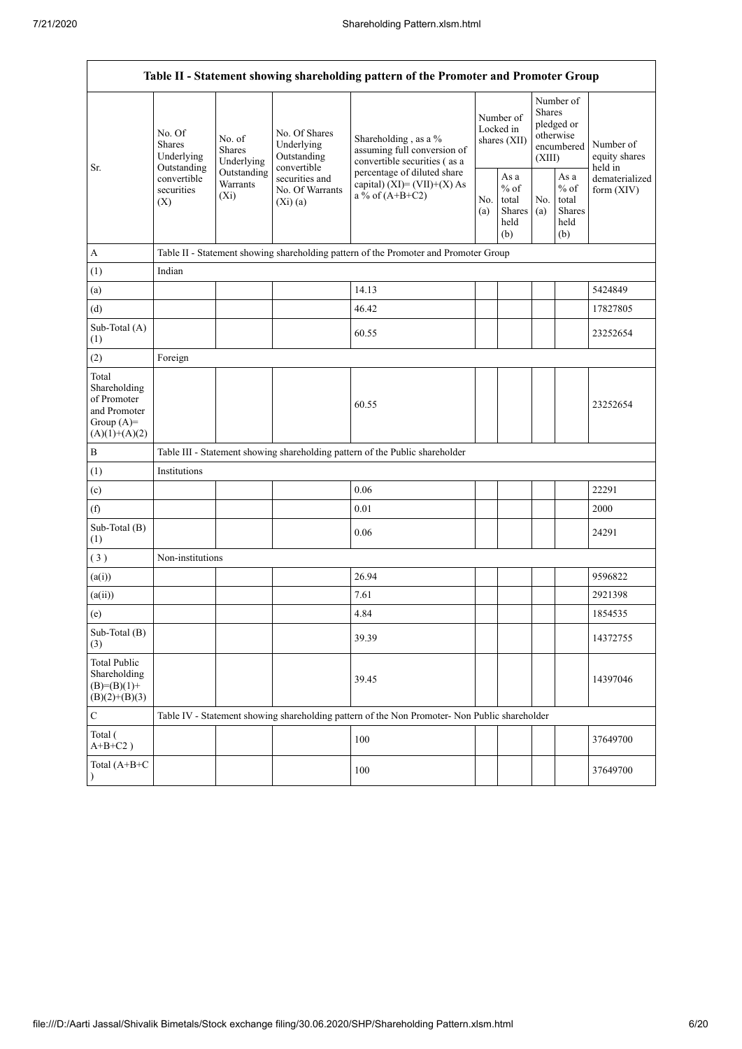| Table II - Statement showing shareholding pattern of the Promoter and Promoter Group | | | | | | | | | |
|---|---|---|---|---|---|---|---|---|---|
| Sr. | No. Of Shares Underlying Outstanding convertible securities (X) | No. of Shares Underlying Outstanding Warrants (Xi) | No. Of Shares Underlying Outstanding convertible securities and No. Of Warrants (Xi) (a) | Shareholding , as a % assuming full conversion of convertible securities ( as a percentage of diluted share capital) (XI)= (VII)+(X) As a % of (A+B+C2) | Number of Locked in shares (XII) | | Number of Shares pledged or otherwise encumbered (XIII) | | Number of equity shares held in dematerialized form (XIV) |
| | | | | | No. (a) | As a % of total Shares held (b) | No. (a) | As a % of total Shares held (b) | |
| A | Table II - Statement showing shareholding pattern of the Promoter and Promoter Group | | | | | | | | |
| (1) | Indian | | | | | | | | |
| (a) | | | | 14.13 | | | | | 5424849 |
| (d) | | | | 46.42 | | | | | 17827805 |
| Sub-Total (A) (1) | | | | 60.55 | | | | | 23252654 |
| (2) | Foreign | | | | | | | | |
| Total Shareholding of Promoter and Promoter Group (A)= (A)(1)+(A)(2) | | | | 60.55 | | | | | 23252654 |
| B | Table III - Statement showing shareholding pattern of the Public shareholder | | | | | | | | |
| (1) | Institutions | | | | | | | | |
| (c) | | | | 0.06 | | | | | 22291 |
| (f) | | | | 0.01 | | | | | 2000 |
| Sub-Total (B) (1) | | | | 0.06 | | | | | 24291 |
| ( 3 ) | Non-institutions | | | | | | | | |
| (a(i)) | | | | 26.94 | | | | | 9596822 |
| (a(ii)) | | | | 7.61 | | | | | 2921398 |
| (e) | | | | 4.84 | | | | | 1854535 |
| Sub-Total (B) (3) | | | | 39.39 | | | | | 14372755 |
| Total Public Shareholding (B)=(B)(1)+ (B)(2)+(B)(3) | | | | 39.45 | | | | | 14397046 |
| C | Table IV - Statement showing shareholding pattern of the Non Promoter- Non Public shareholder | | | | | | | | |
| Total ( A+B+C2 ) | | | | 100 | | | | | 37649700 |
| Total (A+B+C ) | | | | 100 | | | | | 37649700 |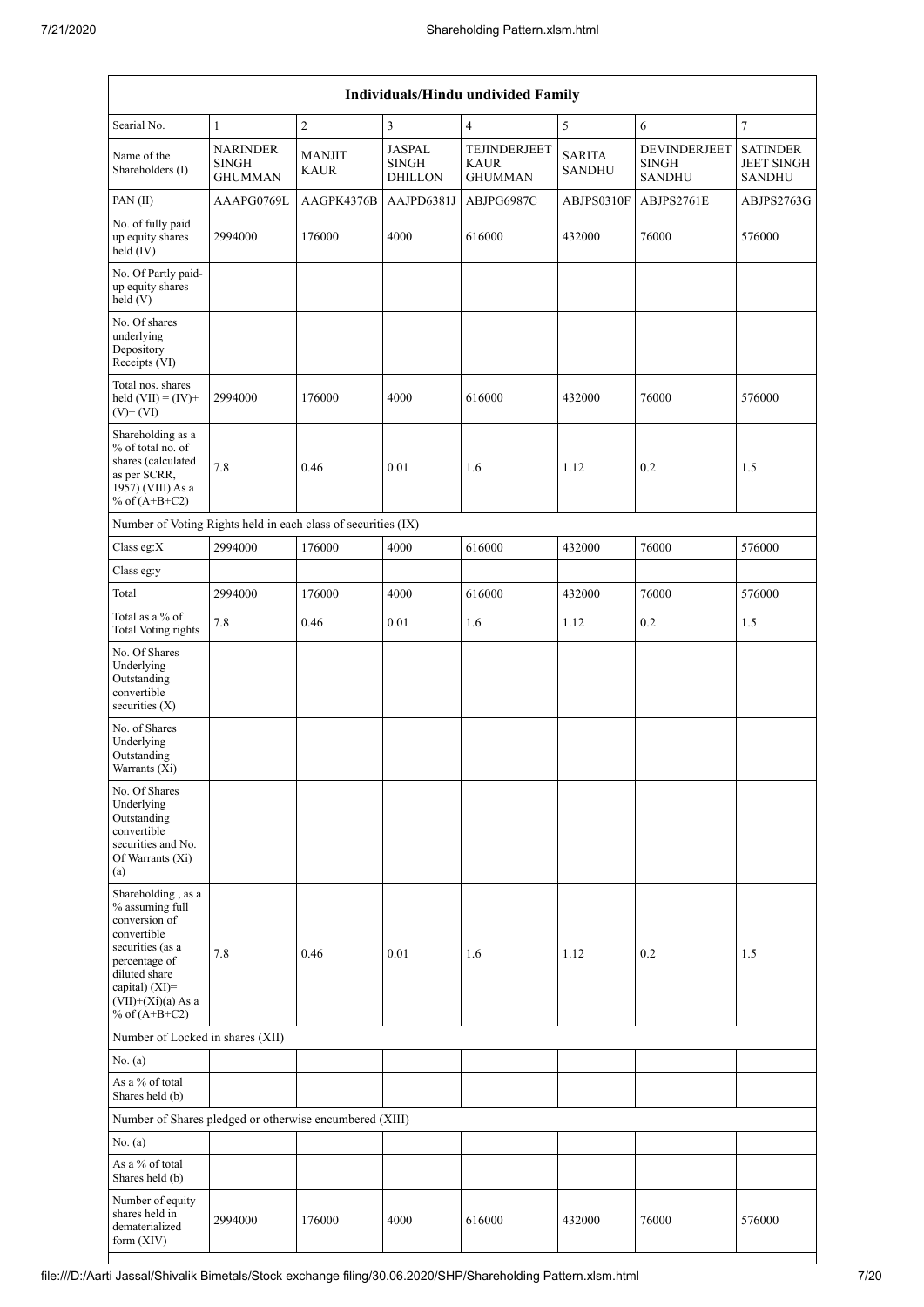| Individuals/Hindu undivided Family | | | | | | | |
|---|---|---|---|---|---|---|---|
| Searial No. | 1 | 2 | 3 | 4 | 5 | 6 | 7 |
| Name of the Shareholders (I) | NARINDER SINGH GHUMMAN | MANJIT KAUR | JASPAL SINGH DHILLON | TEJINDERJEET KAUR GHUMMAN | SARITA SANDHU | DEVINDERJEET SINGH SANDHU | SATINDER JEET SINGH SANDHU |
| PAN (II) | AAAPG0769L | AAGPK4376B | AAJPD6381J | ABJPG6987C | ABJPS0310F | ABJPS2761E | ABJPS2763G |
| No. of fully paid up equity shares held (IV) | 2994000 | 176000 | 4000 | 616000 | 432000 | 76000 | 576000 |
| No. Of Partly paid-up equity shares held (V) | | | | | | | |
| No. Of shares underlying Depository Receipts (VI) | | | | | | | |
| Total nos. shares held (VII) = (IV)+(V)+ (VI) | 2994000 | 176000 | 4000 | 616000 | 432000 | 76000 | 576000 |
| Shareholding as a % of total no. of shares (calculated as per SCRR, 1957) (VIII) As a % of (A+B+C2) | 7.8 | 0.46 | 0.01 | 1.6 | 1.12 | 0.2 | 1.5 |
| Number of Voting Rights held in each class of securities (IX) | | | | | | | |
| Class eg:X | 2994000 | 176000 | 4000 | 616000 | 432000 | 76000 | 576000 |
| Class eg:y | | | | | | | |
| Total | 2994000 | 176000 | 4000 | 616000 | 432000 | 76000 | 576000 |
| Total as a % of Total Voting rights | 7.8 | 0.46 | 0.01 | 1.6 | 1.12 | 0.2 | 1.5 |
| No. Of Shares Underlying Outstanding convertible securities (X) | | | | | | | |
| No. of Shares Underlying Outstanding Warrants (Xi) | | | | | | | |
| No. Of Shares Underlying Outstanding convertible securities and No. Of Warrants (Xi) (a) | | | | | | | |
| Shareholding , as a % assuming full conversion of convertible securities (as a percentage of diluted share capital) (XI)= (VII)+(Xi)(a) As a % of (A+B+C2) | 7.8 | 0.46 | 0.01 | 1.6 | 1.12 | 0.2 | 1.5 |
| Number of Locked in shares (XII) | | | | | | | |
| No. (a) | | | | | | | |
| As a % of total Shares held (b) | | | | | | | |
| Number of Shares pledged or otherwise encumbered (XIII) | | | | | | | |
| No. (a) | | | | | | | |
| As a % of total Shares held (b) | | | | | | | |
| Number of equity shares held in dematerialized form (XIV) | 2994000 | 176000 | 4000 | 616000 | 432000 | 76000 | 576000 |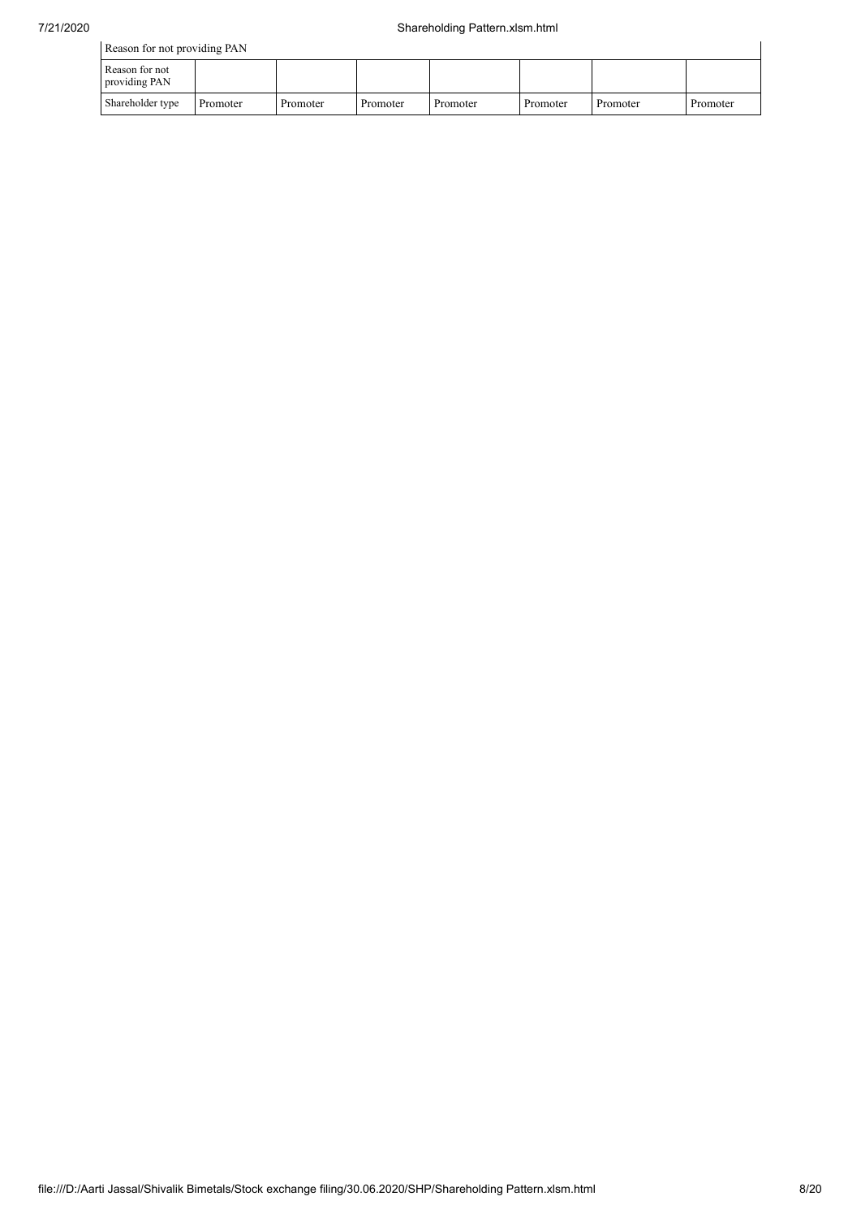| Reason for not providing PAN | | | | | | | |
|---|---|---|---|---|---|---|---|
| Reason for not providing PAN | | | | | | | |
| Shareholder type | Promoter | Promoter | Promoter | Promoter | Promoter | Promoter | Promoter |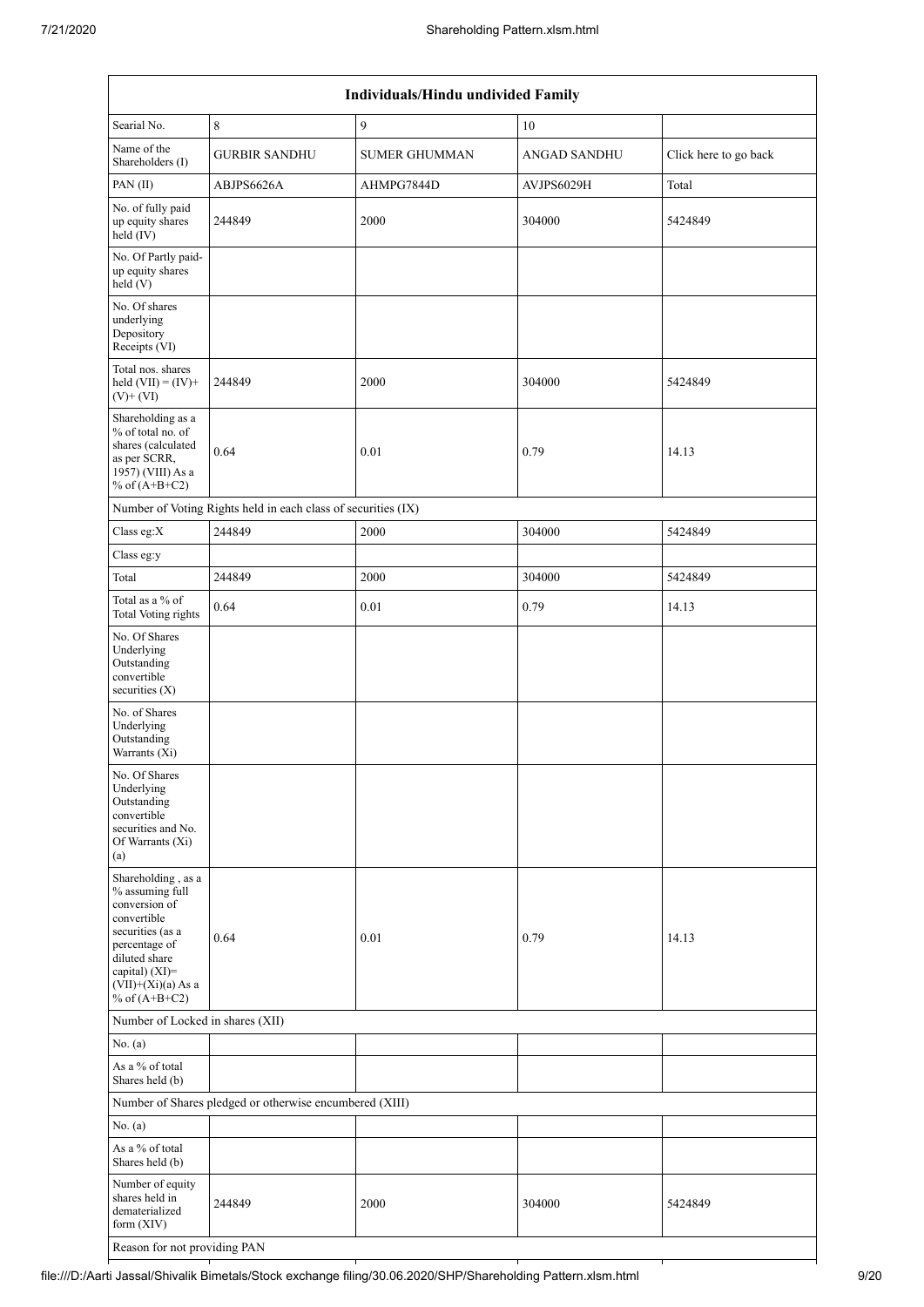| Individuals/Hindu undivided Family | | | | |
|---|---|---|---|---|
| Searial No. | 8 | 9 | 10 | |
| Name of the Shareholders (I) | GURBIR SANDHU | SUMER GHUMMAN | ANGAD SANDHU | Click here to go back |
| PAN (II) | ABJPS6626A | AHMPG7844D | AVJPS6029H | Total |
| No. of fully paid up equity shares held (IV) | 244849 | 2000 | 304000 | 5424849 |
| No. Of Partly paid-up equity shares held (V) | | | | |
| No. Of shares underlying Depository Receipts (VI) | | | | |
| Total nos. shares held (VII) = (IV)+ (V)+ (VI) | 244849 | 2000 | 304000 | 5424849 |
| Shareholding as a % of total no. of shares (calculated as per SCRR, 1957) (VIII) As a % of (A+B+C2) | 0.64 | 0.01 | 0.79 | 14.13 |
| Number of Voting Rights held in each class of securities (IX) | | | | |
| Class eg:X | 244849 | 2000 | 304000 | 5424849 |
| Class eg:y | | | | |
| Total | 244849 | 2000 | 304000 | 5424849 |
| Total as a % of Total Voting rights | 0.64 | 0.01 | 0.79 | 14.13 |
| No. Of Shares Underlying Outstanding convertible securities (X) | | | | |
| No. of Shares Underlying Outstanding Warrants (Xi) | | | | |
| No. Of Shares Underlying Outstanding convertible securities and No. Of Warrants (Xi) (a) | | | | |
| Shareholding , as a % assuming full conversion of convertible securities (as a percentage of diluted share capital) (XI)= (VII)+(Xi)(a) As a % of (A+B+C2) | 0.64 | 0.01 | 0.79 | 14.13 |
| Number of Locked in shares (XII) | | | | |
| No. (a) | | | | |
| As a % of total Shares held (b) | | | | |
| Number of Shares pledged or otherwise encumbered (XIII) | | | | |
| No. (a) | | | | |
| As a % of total Shares held (b) | | | | |
| Number of equity shares held in dematerialized form (XIV) | 244849 | 2000 | 304000 | 5424849 |
| Reason for not providing PAN | | | | |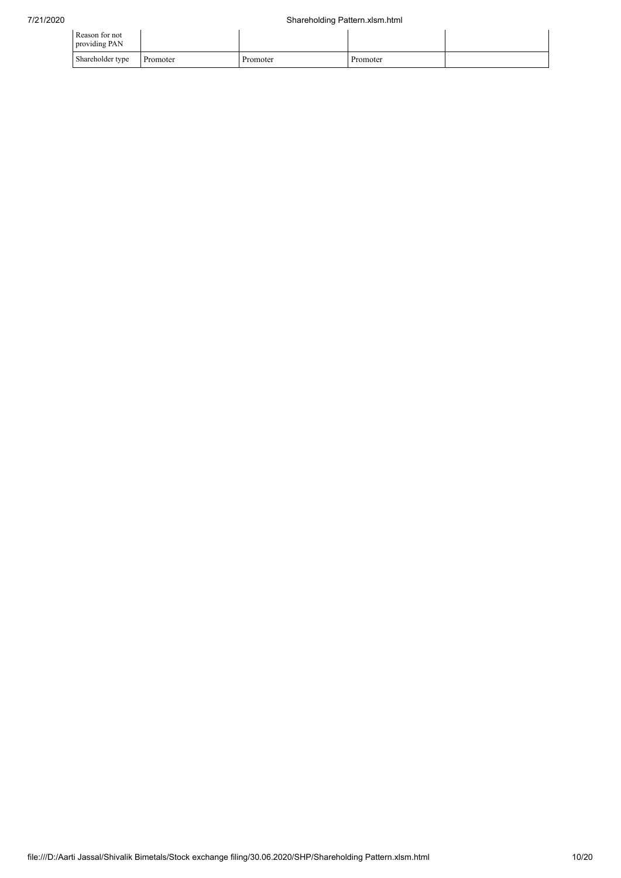| | | | | |
|---|---|---|---|---|
| Reason for not providing PAN | | | | |
| Shareholder type | Promoter | Promoter | Promoter | |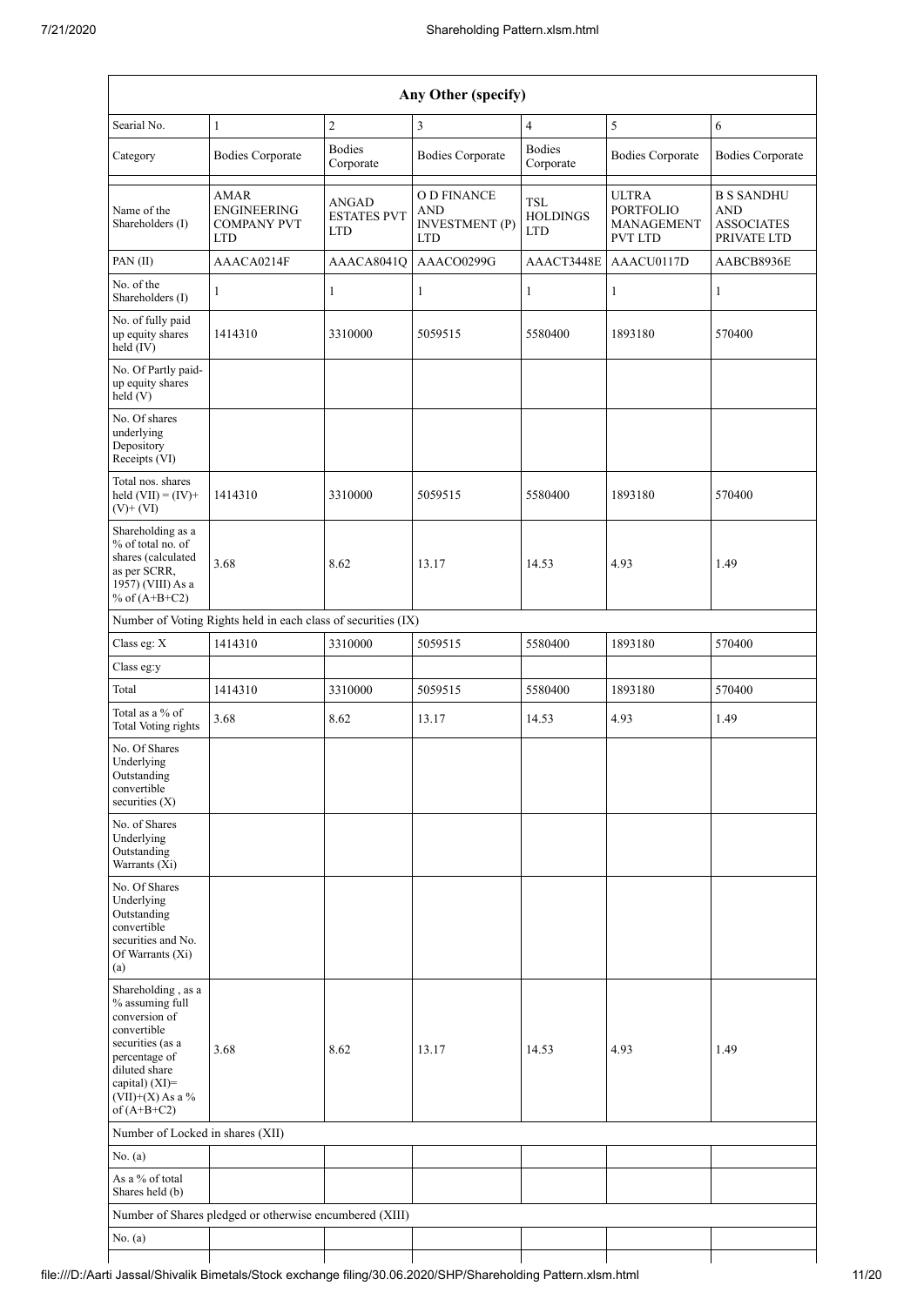| Any Other (specify) | | | | | | |
|---|---|---|---|---|---|---|
| Searial No. | 1 | 2 | 3 | 4 | 5 | 6 |
| Category | Bodies Corporate | Bodies Corporate | Bodies Corporate | Bodies Corporate | Bodies Corporate | Bodies Corporate |
| Name of the Shareholders (I) | AMAR ENGINEERING COMPANY PVT LTD | ANGAD ESTATES PVT LTD | O D FINANCE AND INVESTMENT (P) LTD | TSL HOLDINGS LTD | ULTRA PORTFOLIO MANAGEMENT PVT LTD | B S SANDHU AND ASSOCIATES PRIVATE LTD |
| PAN (II) | AAACA0214F | AAACA8041Q | AAACO0299G | AAACT3448E | AAACU0117D | AABCB8936E |
| No. of the Shareholders (I) | 1 | 1 | 1 | 1 | 1 | 1 |
| No. of fully paid up equity shares held (IV) | 1414310 | 3310000 | 5059515 | 5580400 | 1893180 | 570400 |
| No. Of Partly paid-up equity shares held (V) | | | | | | |
| No. Of shares underlying Depository Receipts (VI) | | | | | | |
| Total nos. shares held (VII) = (IV)+ (V)+ (VI) | 1414310 | 3310000 | 5059515 | 5580400 | 1893180 | 570400 |
| Shareholding as a % of total no. of shares (calculated as per SCRR, 1957) (VIII) As a % of (A+B+C2) | 3.68 | 8.62 | 13.17 | 14.53 | 4.93 | 1.49 |
| Number of Voting Rights held in each class of securities (IX) | | | | | | |
| Class eg: X | 1414310 | 3310000 | 5059515 | 5580400 | 1893180 | 570400 |
| Class eg:y | | | | | | |
| Total | 1414310 | 3310000 | 5059515 | 5580400 | 1893180 | 570400 |
| Total as a % of Total Voting rights | 3.68 | 8.62 | 13.17 | 14.53 | 4.93 | 1.49 |
| No. Of Shares Underlying Outstanding convertible securities (X) | | | | | | |
| No. of Shares Underlying Outstanding Warrants (Xi) | | | | | | |
| No. Of Shares Underlying Outstanding convertible securities and No. Of Warrants (Xi) (a) | | | | | | |
| Shareholding , as a % assuming full conversion of convertible securities (as a percentage of diluted share capital) (XI)= (VII)+(X) As a % of (A+B+C2) | 3.68 | 8.62 | 13.17 | 14.53 | 4.93 | 1.49 |
| Number of Locked in shares (XII) | | | | | | |
| No. (a) | | | | | | |
| As a % of total Shares held (b) | | | | | | |
| Number of Shares pledged or otherwise encumbered (XIII) | | | | | | |
| No. (a) | | | | | | |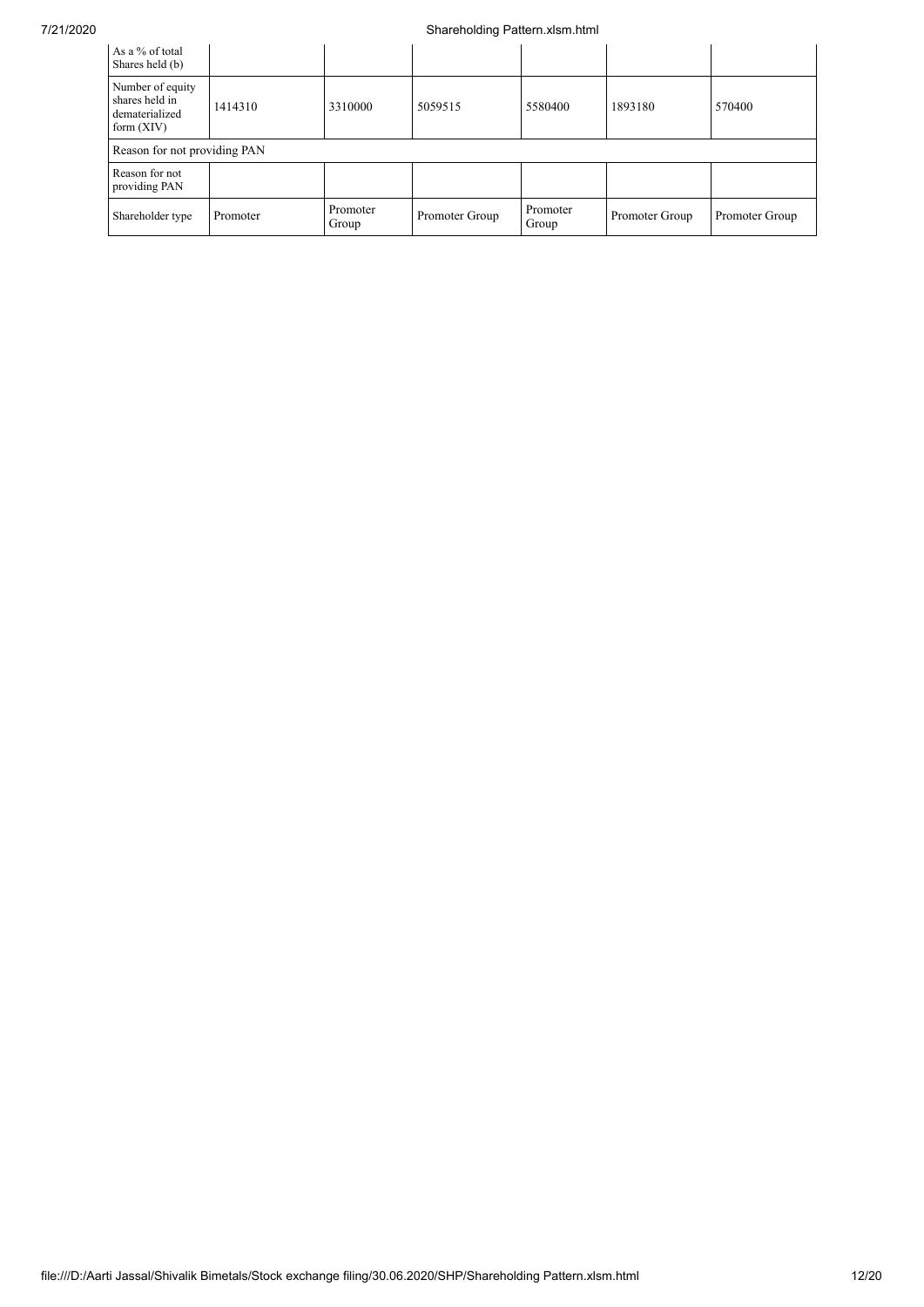| As a % of total Shares held (b) | | | | | | |
|---|---|---|---|---|---|---|
| Number of equity shares held in dematerialized form (XIV) | 1414310 | 3310000 | 5059515 | 5580400 | 1893180 | 570400 |
| Reason for not providing PAN | | | | | | |
| Reason for not providing PAN | | | | | | |
| Shareholder type | Promoter | Promoter Group | Promoter Group | Promoter Group | Promoter Group | Promoter Group |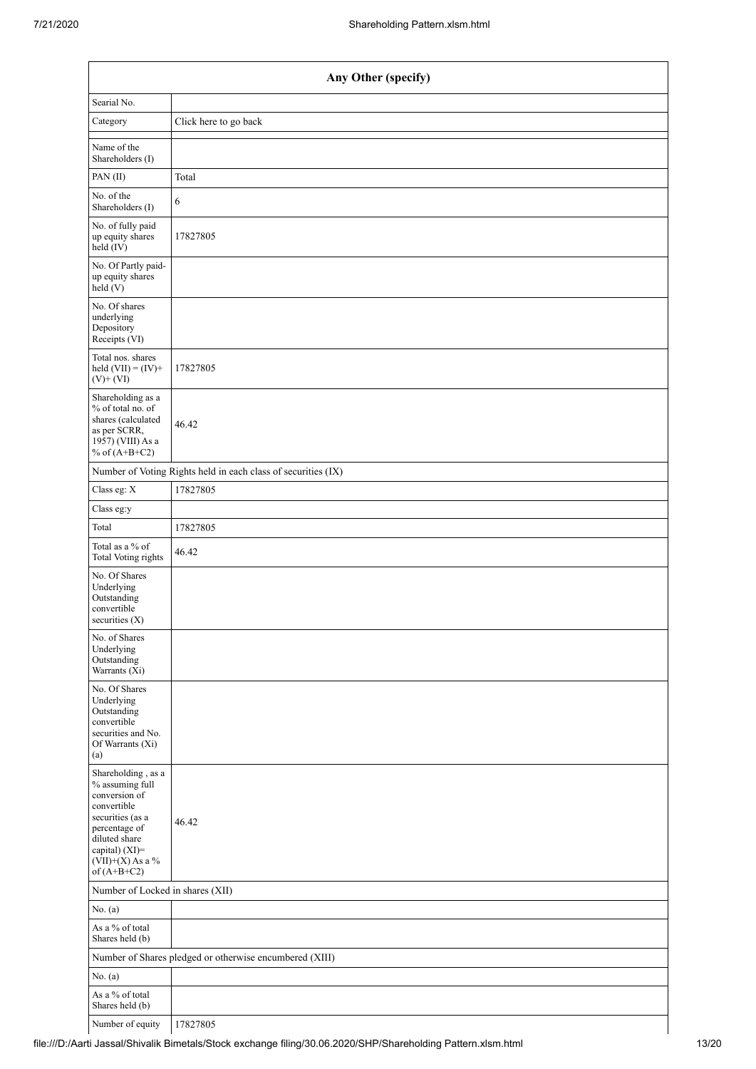| Any Other (specify) | |
|---|---|
| Searial No. | |
| Category | Click here to go back |
| Name of the Shareholders (I) | |
| PAN (II) | Total |
| No. of the Shareholders (I) | 6 |
| No. of fully paid up equity shares held (IV) | 17827805 |
| No. Of Partly paid-up equity shares held (V) | |
| No. Of shares underlying Depository Receipts (VI) | |
| Total nos. shares held (VII) = (IV)+ (V)+ (VI) | 17827805 |
| Shareholding as a % of total no. of shares (calculated as per SCRR, 1957) (VIII) As a % of (A+B+C2) | 46.42 |
| Number of Voting Rights held in each class of securities (IX) | |
| Class eg: X | 17827805 |
| Class eg:y | |
| Total | 17827805 |
| Total as a % of Total Voting rights | 46.42 |
| No. Of Shares Underlying Outstanding convertible securities (X) | |
| No. of Shares Underlying Outstanding Warrants (Xi) | |
| No. Of Shares Underlying Outstanding convertible securities and No. Of Warrants (Xi) (a) | |
| Shareholding , as a % assuming full conversion of convertible securities (as a percentage of diluted share capital) (XI)= (VII)+(X) As a % of (A+B+C2) | 46.42 |
| Number of Locked in shares (XII) | |
| No. (a) | |
| As a % of total Shares held (b) | |
| Number of Shares pledged or otherwise encumbered (XIII) | |
| No. (a) | |
| As a % of total Shares held (b) | |
| Number of equity | 17827805 |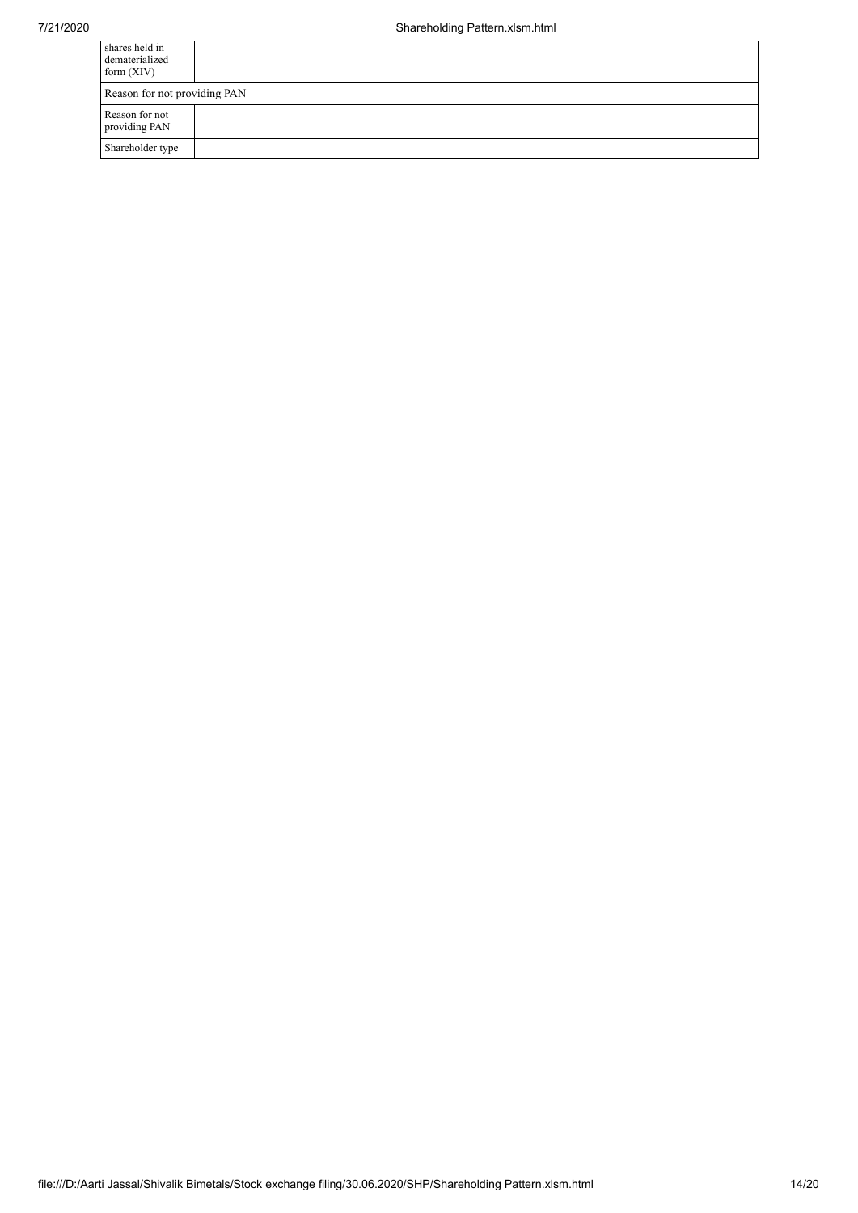| | |
|---|---|
| shares held in dematerialized form (XIV) | |
| Reason for not providing PAN | |
| Reason for not providing PAN | |
| Shareholder type | |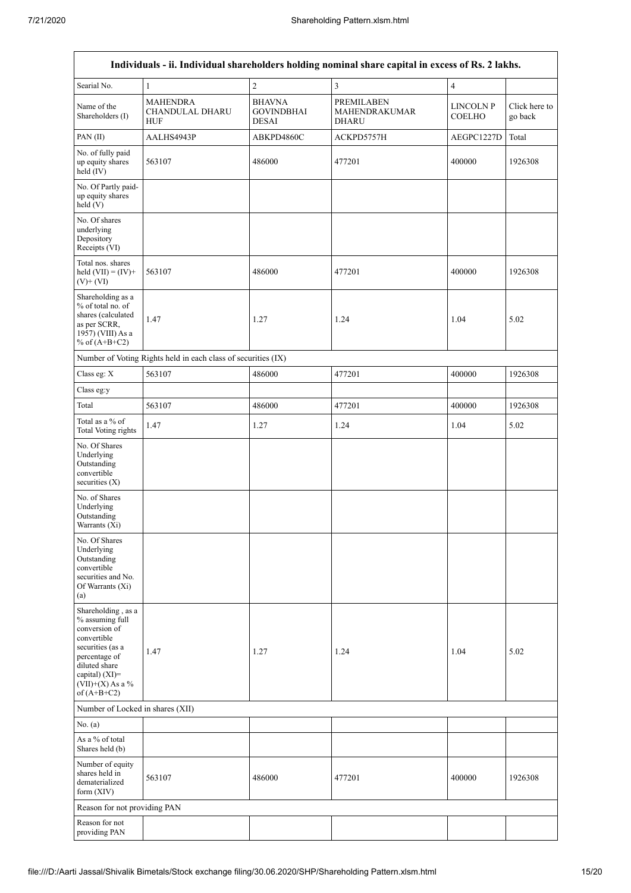| Individuals - ii. Individual shareholders holding nominal share capital in excess of Rs. 2 lakhs. | | | | | |
|---|---|---|---|---|---|
| Searial No. | 1 | 2 | 3 | 4 | |
| Name of the Shareholders (I) | MAHENDRA CHANDULAL DHARU HUF | BHAVNA GOVINDBHAI DESAI | PREMILABEN MAHENDRAKUMAR DHARU | LINCOLN P COELHO | Click here to go back |
| PAN (II) | AALHS4943P | ABKPD4860C | ACKPD5757H | AEGPC1227D | Total |
| No. of fully paid up equity shares held (IV) | 563107 | 486000 | 477201 | 400000 | 1926308 |
| No. Of Partly paid-up equity shares held (V) | | | | | |
| No. Of shares underlying Depository Receipts (VI) | | | | | |
| Total nos. shares held (VII) = (IV)+(V)+ (VI) | 563107 | 486000 | 477201 | 400000 | 1926308 |
| Shareholding as a % of total no. of shares (calculated as per SCRR, 1957) (VIII) As a % of (A+B+C2) | 1.47 | 1.27 | 1.24 | 1.04 | 5.02 |
| Number of Voting Rights held in each class of securities (IX) | | | | | |
| Class eg: X | 563107 | 486000 | 477201 | 400000 | 1926308 |
| Class eg:y | | | | | |
| Total | 563107 | 486000 | 477201 | 400000 | 1926308 |
| Total as a % of Total Voting rights | 1.47 | 1.27 | 1.24 | 1.04 | 5.02 |
| No. Of Shares Underlying Outstanding convertible securities (X) | | | | | |
| No. of Shares Underlying Outstanding Warrants (Xi) | | | | | |
| No. Of Shares Underlying Outstanding convertible securities and No. Of Warrants (Xi) (a) | | | | | |
| Shareholding , as a % assuming full conversion of convertible securities (as a percentage of diluted share capital) (XI)= (VII)+(X) As a % of (A+B+C2) | 1.47 | 1.27 | 1.24 | 1.04 | 5.02 |
| Number of Locked in shares (XII) | | | | | |
| No. (a) | | | | | |
| As a % of total Shares held (b) | | | | | |
| Number of equity shares held in dematerialized form (XIV) | 563107 | 486000 | 477201 | 400000 | 1926308 |
| Reason for not providing PAN | | | | | |
| Reason for not providing PAN | | | | | |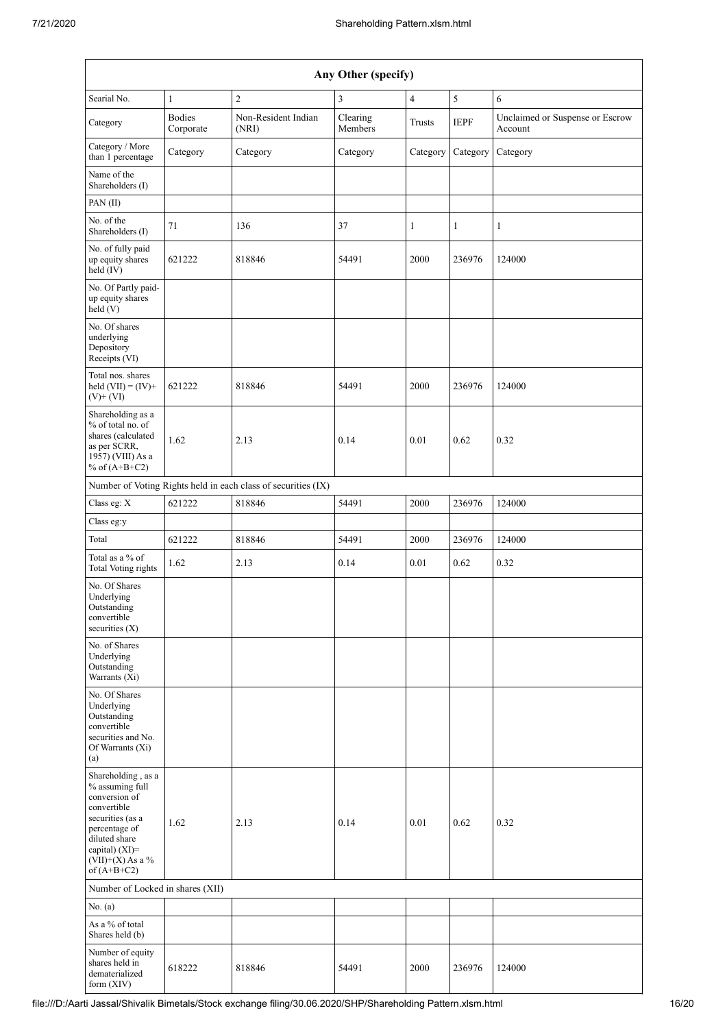| Any Other (specify) | | | | | | |
|---|---|---|---|---|---|---|
| Searial No. | 1 | 2 | 3 | 4 | 5 | 6 |
| Category | Bodies Corporate | Non-Resident Indian (NRI) | Clearing Members | Trusts | IEPF | Unclaimed or Suspense or Escrow Account |
| Category / More than 1 percentage | Category | Category | Category | Category | Category | Category |
| Name of the Shareholders (I) | | | | | | |
| PAN (II) | | | | | | |
| No. of the Shareholders (I) | 71 | 136 | 37 | 1 | 1 | 1 |
| No. of fully paid up equity shares held (IV) | 621222 | 818846 | 54491 | 2000 | 236976 | 124000 |
| No. Of Partly paid-up equity shares held (V) | | | | | | |
| No. Of shares underlying Depository Receipts (VI) | | | | | | |
| Total nos. shares held (VII) = (IV)+ (V)+ (VI) | 621222 | 818846 | 54491 | 2000 | 236976 | 124000 |
| Shareholding as a % of total no. of shares (calculated as per SCRR, 1957) (VIII) As a % of (A+B+C2) | 1.62 | 2.13 | 0.14 | 0.01 | 0.62 | 0.32 |
| Number of Voting Rights held in each class of securities (IX) | | | | | | |
| Class eg: X | 621222 | 818846 | 54491 | 2000 | 236976 | 124000 |
| Class eg:y | | | | | | |
| Total | 621222 | 818846 | 54491 | 2000 | 236976 | 124000 |
| Total as a % of Total Voting rights | 1.62 | 2.13 | 0.14 | 0.01 | 0.62 | 0.32 |
| No. Of Shares Underlying Outstanding convertible securities (X) | | | | | | |
| No. of Shares Underlying Outstanding Warrants (Xi) | | | | | | |
| No. Of Shares Underlying Outstanding convertible securities and No. Of Warrants (Xi) (a) | | | | | | |
| Shareholding , as a % assuming full conversion of convertible securities (as a percentage of diluted share capital) (XI)= (VII)+(X) As a % of (A+B+C2) | 1.62 | 2.13 | 0.14 | 0.01 | 0.62 | 0.32 |
| Number of Locked in shares (XII) | | | | | | |
| No. (a) | | | | | | |
| As a % of total Shares held (b) | | | | | | |
| Number of equity shares held in dematerialized form (XIV) | 618222 | 818846 | 54491 | 2000 | 236976 | 124000 |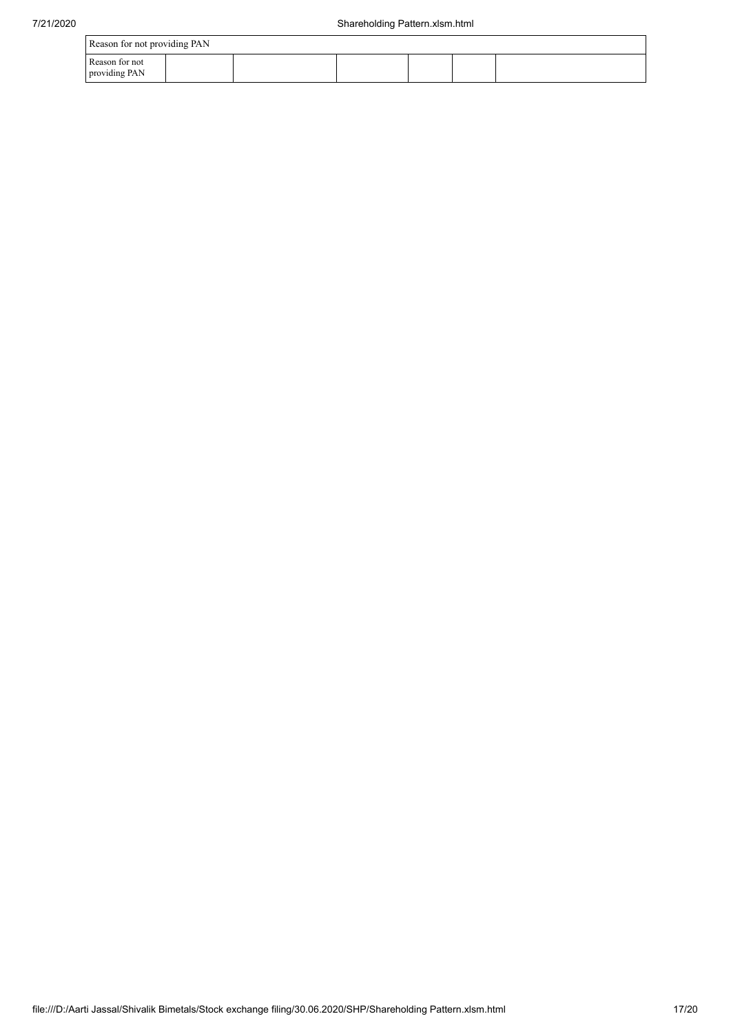| Reason for not providing PAN | | | | | | |
|---|---|---|---|---|---|---|
| Reason for not providing PAN | | | | | | |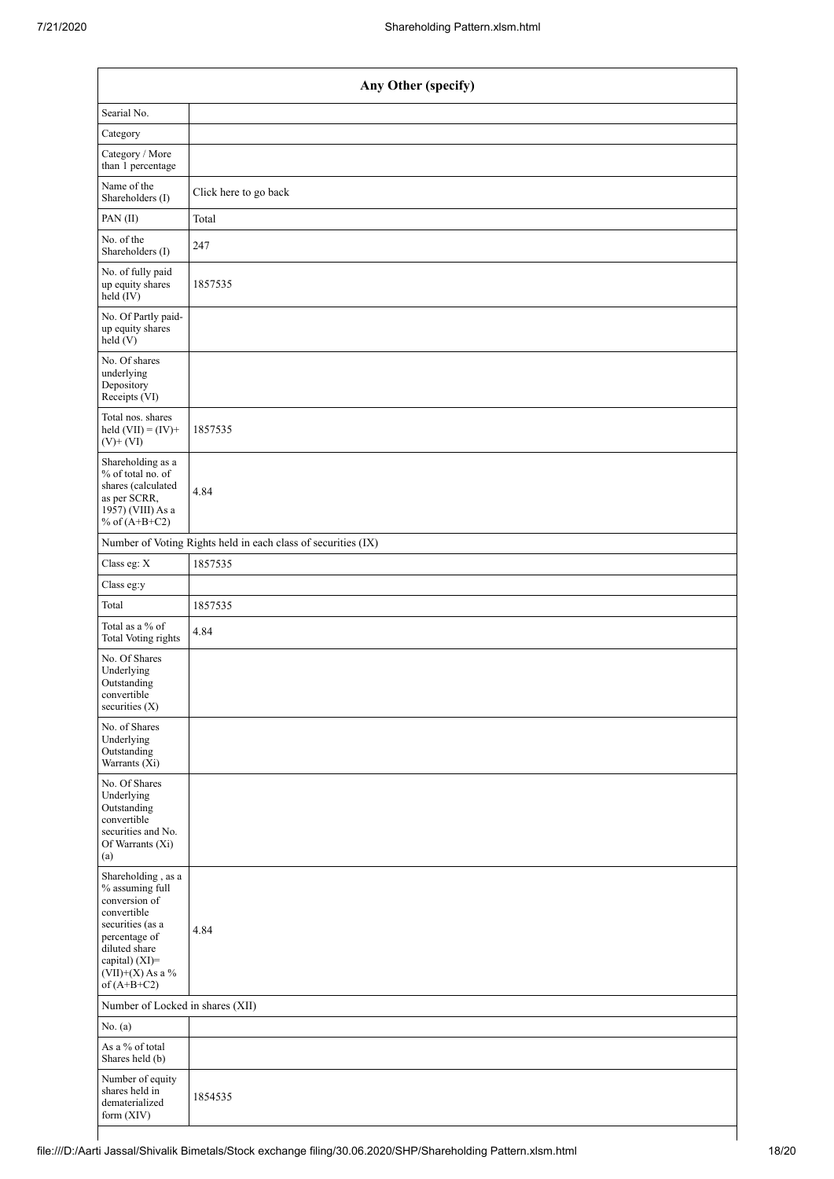| Any Other (specify) | |
|---|---|
| Searial No. | |
| Category | |
| Category / More than 1 percentage | |
| Name of the Shareholders (I) | Click here to go back |
| PAN (II) | Total |
| No. of the Shareholders (I) | 247 |
| No. of fully paid up equity shares held (IV) | 1857535 |
| No. Of Partly paid-up equity shares held (V) | |
| No. Of shares underlying Depository Receipts (VI) | |
| Total nos. shares held (VII) = (IV)+ (V)+ (VI) | 1857535 |
| Shareholding as a % of total no. of shares (calculated as per SCRR, 1957) (VIII) As a % of (A+B+C2) | 4.84 |
| Number of Voting Rights held in each class of securities (IX) | |
| Class eg: X | 1857535 |
| Class eg:y | |
| Total | 1857535 |
| Total as a % of Total Voting rights | 4.84 |
| No. Of Shares Underlying Outstanding convertible securities (X) | |
| No. of Shares Underlying Outstanding Warrants (Xi) | |
| No. Of Shares Underlying Outstanding convertible securities and No. Of Warrants (Xi) (a) | |
| Shareholding , as a % assuming full conversion of convertible securities (as a percentage of diluted share capital) (XI)= (VII)+(X) As a % of (A+B+C2) | 4.84 |
| Number of Locked in shares (XII) | |
| No. (a) | |
| As a % of total Shares held (b) | |
| Number of equity shares held in dematerialized form (XIV) | 1854535 |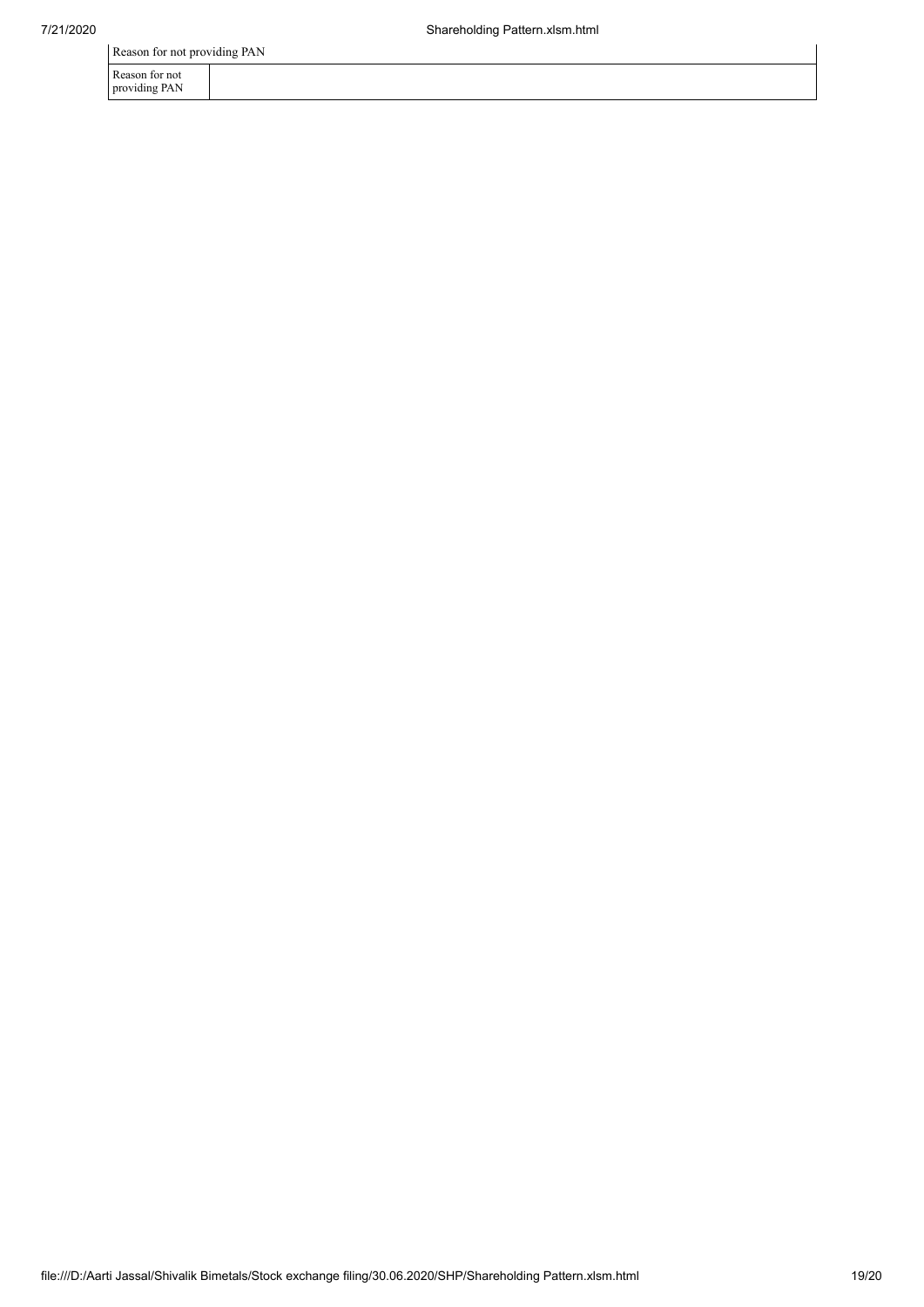| Reason for not providing PAN | |
| --- | --- |
| Reason for not providing PAN | |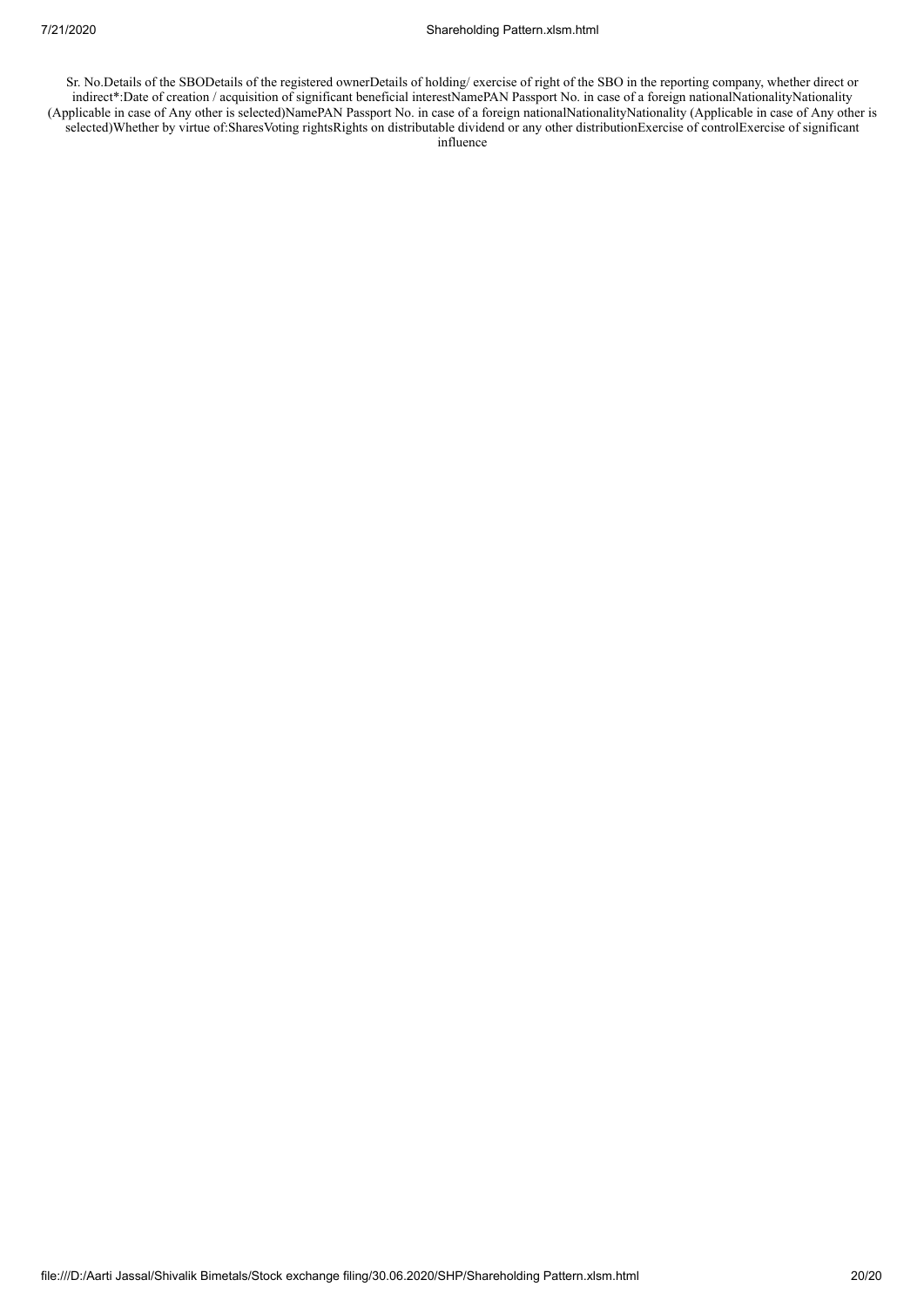Sr. No.Details of the SBODetails of the registered ownerDetails of holding/ exercise of right of the SBO in the reporting company, whether direct or indirect*:Date of creation / acquisition of significant beneficial interestNamePAN Passport No. in case of a foreign nationalNationalityNationality (Applicable in case of Any other is selected)NamePAN Passport No. in case of a foreign nationalNationalityNationality (Applicable in case of Any other is selected)Whether by virtue of:SharesVoting rightsRights on distributable dividend or any other distributionExercise of controlExercise of significant influence